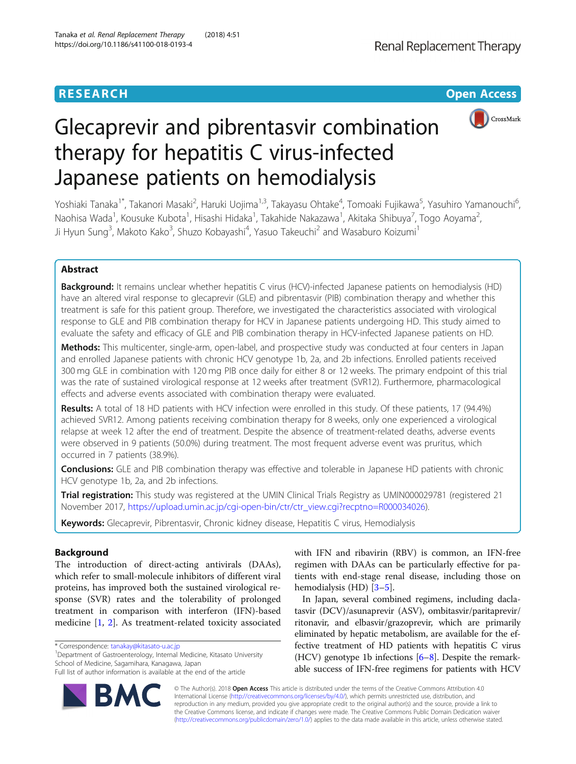RESEARCH

Open Access

# Glecaprevir and pibrentasvir combination therapy for hepatitis C virus-infected Japanese patients on hemodialysis

Yoshiaki Tanaka[1*], Takanori Masaki[2], Haruki Uojima[1,3], Takayasu Ohtake[4], Tomoaki Fujikawa[5], Yasuhiro Yamanouchi[6], Naohisa Wada[1], Kousuke Kubota[1], Hisashi Hidaka[1], Takahide Nakazawa[1], Akitaka Shibuya[7], Togo Aoyama[2], Ji Hyun Sung[3], Makoto Kako[3], Shuzo Kobayashi[4], Yasuo Takeuchi[2] and Wasaburo Koizumi[1]

## Abstract

**Background:** It remains unclear whether hepatitis C virus (HCV)-infected Japanese patients on hemodialysis (HD) have an altered viral response to glecaprevir (GLE) and pibrentasvir (PIB) combination therapy and whether this treatment is safe for this patient group. Therefore, we investigated the characteristics associated with virological response to GLE and PIB combination therapy for HCV in Japanese patients undergoing HD. This study aimed to evaluate the safety and efficacy of GLE and PIB combination therapy in HCV-infected Japanese patients on HD.

**Methods:** This multicenter, single-arm, open-label, and prospective study was conducted at four centers in Japan and enrolled Japanese patients with chronic HCV genotype 1b, 2a, and 2b infections. Enrolled patients received 300 mg GLE in combination with 120 mg PIB once daily for either 8 or 12 weeks. The primary endpoint of this trial was the rate of sustained virological response at 12 weeks after treatment (SVR12). Furthermore, pharmacological effects and adverse events associated with combination therapy were evaluated.

**Results:** A total of 18 HD patients with HCV infection were enrolled in this study. Of these patients, 17 (94.4%) achieved SVR12. Among patients receiving combination therapy for 8 weeks, only one experienced a virological relapse at week 12 after the end of treatment. Despite the absence of treatment-related deaths, adverse events were observed in 9 patients (50.0%) during treatment. The most frequent adverse event was pruritus, which occurred in 7 patients (38.9%).

**Conclusions:** GLE and PIB combination therapy was effective and tolerable in Japanese HD patients with chronic HCV genotype 1b, 2a, and 2b infections.

**Trial registration:** This study was registered at the UMIN Clinical Trials Registry as UMIN000029781 (registered 21 November 2017, https://upload.umin.ac.jp/cgi-open-bin/ctr/ctr_view.cgi?recptno=R000034026).

**Keywords:** Glecaprevir, Pibrentasvir, Chronic kidney disease, Hepatitis C virus, Hemodialysis

## Background

The introduction of direct-acting antivirals (DAAs), which refer to small-molecule inhibitors of different viral proteins, has improved both the sustained virological response (SVR) rates and the tolerability of prolonged treatment in comparison with interferon (IFN)-based medicine [1, 2]. As treatment-related toxicity associated with IFN and ribavirin (RBV) is common, an IFN-free regimen with DAAs can be particularly effective for patients with end-stage renal disease, including those on hemodialysis (HD) [3–5].

In Japan, several combined regimens, including daclatasvir (DCV)/asunaprevir (ASV), ombitasvir/paritaprevir/ritonavir, and elbasvir/grazoprevir, which are primarily eliminated by hepatic metabolism, are available for the effective treatment of HD patients with hepatitis C virus (HCV) genotype 1b infections [6–8]. Despite the remarkable success of IFN-free regimens for patients with HCV

\* Correspondence: tanakay@kitasato-u.ac.jp
[1]Department of Gastroenterology, Internal Medicine, Kitasato University School of Medicine, Sagamihara, Kanagawa, Japan
Full list of author information is available at the end of the article

© The Author(s). 2018 **Open Access** This article is distributed under the terms of the Creative Commons Attribution 4.0 International License (http://creativecommons.org/licenses/by/4.0/), which permits unrestricted use, distribution, and reproduction in any medium, provided you give appropriate credit to the original author(s) and the source, provide a link to the Creative Commons license, and indicate if changes were made. The Creative Commons Public Domain Dedication waiver (http://creativecommons.org/publicdomain/zero/1.0/) applies to the data made available in this article, unless otherwise stated.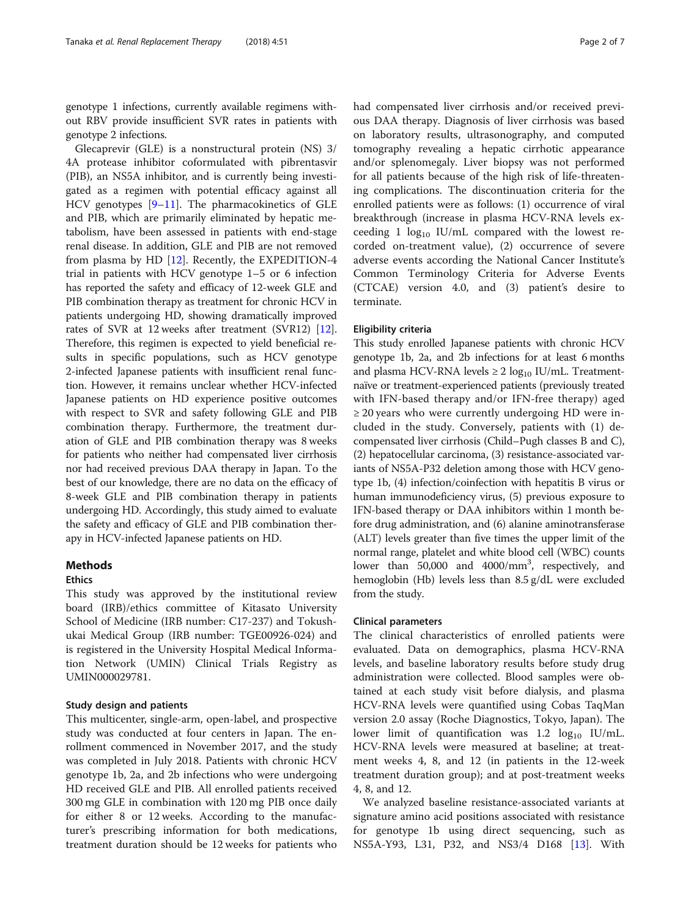genotype 1 infections, currently available regimens without RBV provide insufficient SVR rates in patients with genotype 2 infections.

Glecaprevir (GLE) is a nonstructural protein (NS) 3/4A protease inhibitor coformulated with pibrentasvir (PIB), an NS5A inhibitor, and is currently being investigated as a regimen with potential efficacy against all HCV genotypes [9–11]. The pharmacokinetics of GLE and PIB, which are primarily eliminated by hepatic metabolism, have been assessed in patients with end-stage renal disease. In addition, GLE and PIB are not removed from plasma by HD [12]. Recently, the EXPEDITION-4 trial in patients with HCV genotype 1–5 or 6 infection has reported the safety and efficacy of 12-week GLE and PIB combination therapy as treatment for chronic HCV in patients undergoing HD, showing dramatically improved rates of SVR at 12 weeks after treatment (SVR12) [12]. Therefore, this regimen is expected to yield beneficial results in specific populations, such as HCV genotype 2-infected Japanese patients with insufficient renal function. However, it remains unclear whether HCV-infected Japanese patients on HD experience positive outcomes with respect to SVR and safety following GLE and PIB combination therapy. Furthermore, the treatment duration of GLE and PIB combination therapy was 8 weeks for patients who neither had compensated liver cirrhosis nor had received previous DAA therapy in Japan. To the best of our knowledge, there are no data on the efficacy of 8-week GLE and PIB combination therapy in patients undergoing HD. Accordingly, this study aimed to evaluate the safety and efficacy of GLE and PIB combination therapy in HCV-infected Japanese patients on HD.

## Methods

### Ethics

This study was approved by the institutional review board (IRB)/ethics committee of Kitasato University School of Medicine (IRB number: C17-237) and Tokushukai Medical Group (IRB number: TGE00926-024) and is registered in the University Hospital Medical Information Network (UMIN) Clinical Trials Registry as UMIN000029781.

### Study design and patients

This multicenter, single-arm, open-label, and prospective study was conducted at four centers in Japan. The enrollment commenced in November 2017, and the study was completed in July 2018. Patients with chronic HCV genotype 1b, 2a, and 2b infections who were undergoing HD received GLE and PIB. All enrolled patients received 300 mg GLE in combination with 120 mg PIB once daily for either 8 or 12 weeks. According to the manufacturer's prescribing information for both medications, treatment duration should be 12 weeks for patients who had compensated liver cirrhosis and/or received previous DAA therapy. Diagnosis of liver cirrhosis was based on laboratory results, ultrasonography, and computed tomography revealing a hepatic cirrhotic appearance and/or splenomegaly. Liver biopsy was not performed for all patients because of the high risk of life-threatening complications. The discontinuation criteria for the enrolled patients were as follows: (1) occurrence of viral breakthrough (increase in plasma HCV-RNA levels exceeding 1 $\log_{10}$ IU/mL compared with the lowest recorded on-treatment value), (2) occurrence of severe adverse events according the National Cancer Institute's Common Terminology Criteria for Adverse Events (CTCAE) version 4.0, and (3) patient's desire to terminate.

### Eligibility criteria

This study enrolled Japanese patients with chronic HCV genotype 1b, 2a, and 2b infections for at least 6 months and plasma HCV-RNA levels ≥ 2 $\log_{10}$ IU/mL. Treatment-naïve or treatment-experienced patients (previously treated with IFN-based therapy and/or IFN-free therapy) aged ≥ 20 years who were currently undergoing HD were included in the study. Conversely, patients with (1) decompensated liver cirrhosis (Child–Pugh classes B and C), (2) hepatocellular carcinoma, (3) resistance-associated variants of NS5A-P32 deletion among those with HCV genotype 1b, (4) infection/coinfection with hepatitis B virus or human immunodeficiency virus, (5) previous exposure to IFN-based therapy or DAA inhibitors within 1 month before drug administration, and (6) alanine aminotransferase (ALT) levels greater than five times the upper limit of the normal range, platelet and white blood cell (WBC) counts lower than 50,000 and 4000/mm$^3$, respectively, and hemoglobin (Hb) levels less than 8.5 g/dL were excluded from the study.

### Clinical parameters

The clinical characteristics of enrolled patients were evaluated. Data on demographics, plasma HCV-RNA levels, and baseline laboratory results before study drug administration were collected. Blood samples were obtained at each study visit before dialysis, and plasma HCV-RNA levels were quantified using Cobas TaqMan version 2.0 assay (Roche Diagnostics, Tokyo, Japan). The lower limit of quantification was 1.2 $\log_{10}$ IU/mL. HCV-RNA levels were measured at baseline; at treatment weeks 4, 8, and 12 (in patients in the 12-week treatment duration group); and at post-treatment weeks 4, 8, and 12.

We analyzed baseline resistance-associated variants at signature amino acid positions associated with resistance for genotype 1b using direct sequencing, such as NS5A-Y93, L31, P32, and NS3/4 D168 [13]. With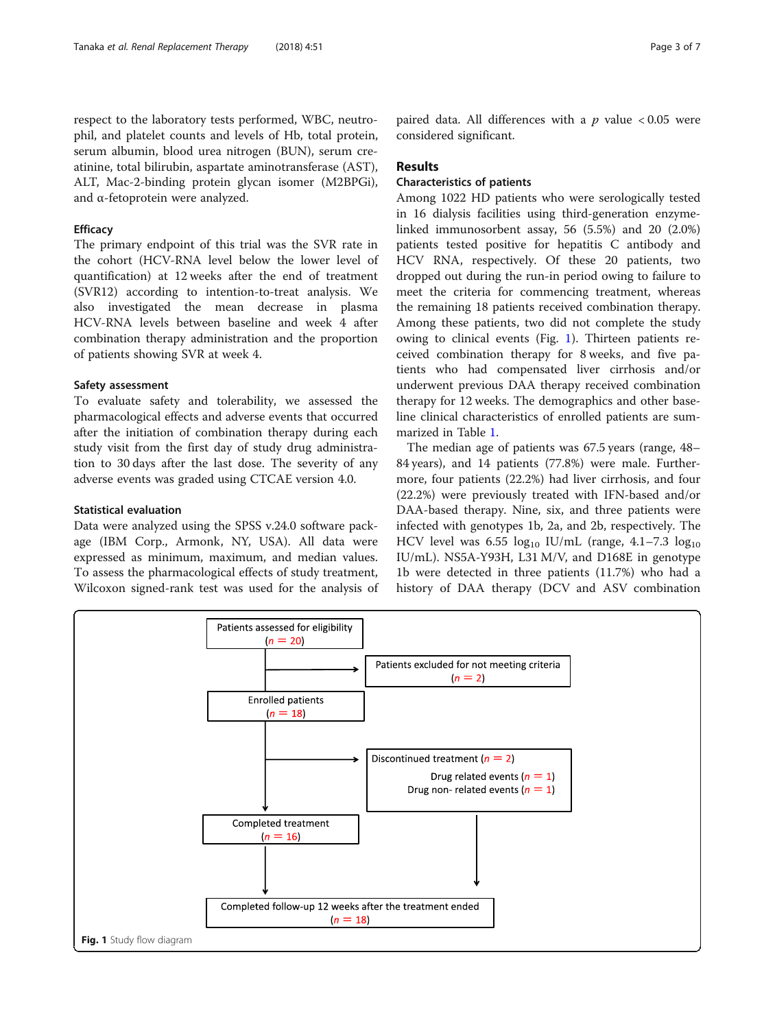respect to the laboratory tests performed, WBC, neutrophil, and platelet counts and levels of Hb, total protein, serum albumin, blood urea nitrogen (BUN), serum creatinine, total bilirubin, aspartate aminotransferase (AST), ALT, Mac-2-binding protein glycan isomer (M2BPGi), and α-fetoprotein were analyzed.

### Efficacy

The primary endpoint of this trial was the SVR rate in the cohort (HCV-RNA level below the lower level of quantification) at 12 weeks after the end of treatment (SVR12) according to intention-to-treat analysis. We also investigated the mean decrease in plasma HCV-RNA levels between baseline and week 4 after combination therapy administration and the proportion of patients showing SVR at week 4.

### Safety assessment

To evaluate safety and tolerability, we assessed the pharmacological effects and adverse events that occurred after the initiation of combination therapy during each study visit from the first day of study drug administration to 30 days after the last dose. The severity of any adverse events was graded using CTCAE version 4.0.

### Statistical evaluation

Data were analyzed using the SPSS v.24.0 software package (IBM Corp., Armonk, NY, USA). All data were expressed as minimum, maximum, and median values. To assess the pharmacological effects of study treatment, Wilcoxon signed-rank test was used for the analysis of paired data. All differences with a $p$ value $< 0.05$ were considered significant.

## Results

### Characteristics of patients

Among 1022 HD patients who were serologically tested in 16 dialysis facilities using third-generation enzyme-linked immunosorbent assay, 56 (5.5%) and 20 (2.0%) patients tested positive for hepatitis C antibody and HCV RNA, respectively. Of these 20 patients, two dropped out during the run-in period owing to failure to meet the criteria for commencing treatment, whereas the remaining 18 patients received combination therapy. Among these patients, two did not complete the study owing to clinical events (Fig. 1). Thirteen patients received combination therapy for 8 weeks, and five patients who had compensated liver cirrhosis and/or underwent previous DAA therapy received combination therapy for 12 weeks. The demographics and other baseline clinical characteristics of enrolled patients are summarized in Table 1.

The median age of patients was 67.5 years (range, 48–84 years), and 14 patients (77.8%) were male. Furthermore, four patients (22.2%) had liver cirrhosis, and four (22.2%) were previously treated with IFN-based and/or DAA-based therapy. Nine, six, and three patients were infected with genotypes 1b, 2a, and 2b, respectively. The HCV level was 6.55 $\log_{10}$ IU/mL (range, 4.1–7.3 $\log_{10}$ IU/mL). NS5A-Y93H, L31 M/V, and D168E in genotype 1b were detected in three patients (11.7%) who had a history of DAA therapy (DCV and ASV combination

Patients assessed for eligibility ($n = 20$)
→ Patients excluded for not meeting criteria ($n = 2$)

Enrolled patients ($n = 18$)
→ Discontinued treatment ($n = 2$)
- Drug related events ($n = 1$)
- Drug non- related events ($n = 1$)

Completed treatment ($n = 16$)

Completed follow-up 12 weeks after the treatment ended ($n = 18$)

**Fig. 1** Study flow diagram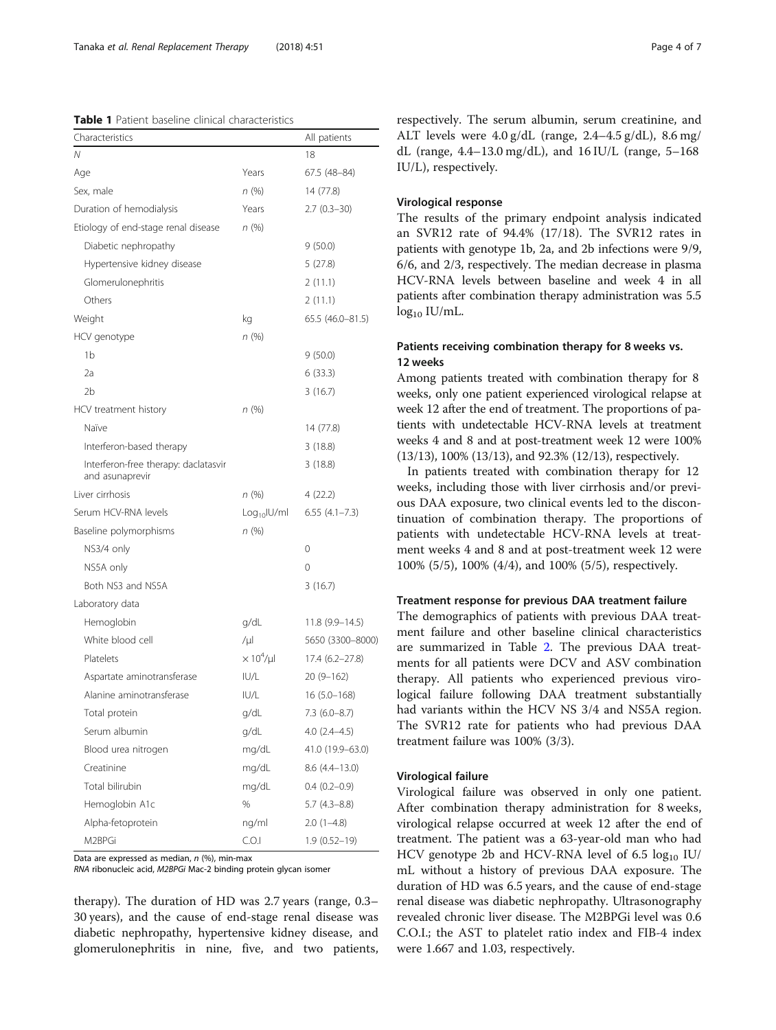**Table 1** Patient baseline clinical characteristics

| Characteristics | | All patients |
| --- | --- | --- |
| N | | 18 |
| Age | Years | 67.5 (48–84) |
| Sex, male | n (%) | 14 (77.8) |
| Duration of hemodialysis | Years | 2.7 (0.3–30) |
| Etiology of end-stage renal disease | n (%) | |
| Diabetic nephropathy | | 9 (50.0) |
| Hypertensive kidney disease | | 5 (27.8) |
| Glomerulonephritis | | 2 (11.1) |
| Others | | 2 (11.1) |
| Weight | kg | 65.5 (46.0–81.5) |
| HCV genotype | n (%) | |
| 1b | | 9 (50.0) |
| 2a | | 6 (33.3) |
| 2b | | 3 (16.7) |
| HCV treatment history | n (%) | |
| Naïve | | 14 (77.8) |
| Interferon-based therapy | | 3 (18.8) |
| Interferon-free therapy: daclatasvir and asunaprevir | | 3 (18.8) |
| Liver cirrhosis | n (%) | 4 (22.2) |
| Serum HCV-RNA levels | $\text{Log}_{10}$IU/ml | 6.55 (4.1–7.3) |
| Baseline polymorphisms | n (%) | |
| NS3/4 only | | 0 |
| NS5A only | | 0 |
| Both NS3 and NS5A | | 3 (16.7) |
| Laboratory data | | |
| Hemoglobin | g/dL | 11.8 (9.9–14.5) |
| White blood cell | /μl | 5650 (3300–8000) |
| Platelets | $\times 10^4$/μl | 17.4 (6.2–27.8) |
| Aspartate aminotransferase | IU/L | 20 (9–162) |
| Alanine aminotransferase | IU/L | 16 (5.0–168) |
| Total protein | g/dL | 7.3 (6.0–8.7) |
| Serum albumin | g/dL | 4.0 (2.4–4.5) |
| Blood urea nitrogen | mg/dL | 41.0 (19.9–63.0) |
| Creatinine | mg/dL | 8.6 (4.4–13.0) |
| Total bilirubin | mg/dL | 0.4 (0.2–0.9) |
| Hemoglobin A1c | % | 5.7 (4.3–8.8) |
| Alpha-fetoprotein | ng/ml | 2.0 (1–4.8) |
| M2BPGi | C.O.I | 1.9 (0.52–19) |

Data are expressed as median, n (%), min-max

*RNA* ribonucleic acid, *M2BPGi* Mac-2 binding protein glycan isomer

therapy). The duration of HD was 2.7 years (range, 0.3–30 years), and the cause of end-stage renal disease was diabetic nephropathy, hypertensive kidney disease, and glomerulonephritis in nine, five, and two patients, respectively. The serum albumin, serum creatinine, and ALT levels were 4.0 g/dL (range, 2.4–4.5 g/dL), 8.6 mg/dL (range, 4.4–13.0 mg/dL), and 16 IU/L (range, 5–168 IU/L), respectively.

### Virological response

The results of the primary endpoint analysis indicated an SVR12 rate of 94.4% (17/18). The SVR12 rates in patients with genotype 1b, 2a, and 2b infections were 9/9, 6/6, and 2/3, respectively. The median decrease in plasma HCV-RNA levels between baseline and week 4 in all patients after combination therapy administration was 5.5 $\log_{10}$ IU/mL.

### Patients receiving combination therapy for 8 weeks vs. 12 weeks

Among patients treated with combination therapy for 8 weeks, only one patient experienced virological relapse at week 12 after the end of treatment. The proportions of patients with undetectable HCV-RNA levels at treatment weeks 4 and 8 and at post-treatment week 12 were 100% (13/13), 100% (13/13), and 92.3% (12/13), respectively.

In patients treated with combination therapy for 12 weeks, including those with liver cirrhosis and/or previous DAA exposure, two clinical events led to the discontinuation of combination therapy. The proportions of patients with undetectable HCV-RNA levels at treatment weeks 4 and 8 and at post-treatment week 12 were 100% (5/5), 100% (4/4), and 100% (5/5), respectively.

### Treatment response for previous DAA treatment failure

The demographics of patients with previous DAA treatment failure and other baseline clinical characteristics are summarized in Table 2. The previous DAA treatments for all patients were DCV and ASV combination therapy. All patients who experienced previous virological failure following DAA treatment substantially had variants within the HCV NS 3/4 and NS5A region. The SVR12 rate for patients who had previous DAA treatment failure was 100% (3/3).

### Virological failure

Virological failure was observed in only one patient. After combination therapy administration for 8 weeks, virological relapse occurred at week 12 after the end of treatment. The patient was a 63-year-old man who had HCV genotype 2b and HCV-RNA level of 6.5 $\log_{10}$ IU/mL without a history of previous DAA exposure. The duration of HD was 6.5 years, and the cause of end-stage renal disease was diabetic nephropathy. Ultrasonography revealed chronic liver disease. The M2BPGi level was 0.6 C.O.I.; the AST to platelet ratio index and FIB-4 index were 1.667 and 1.03, respectively.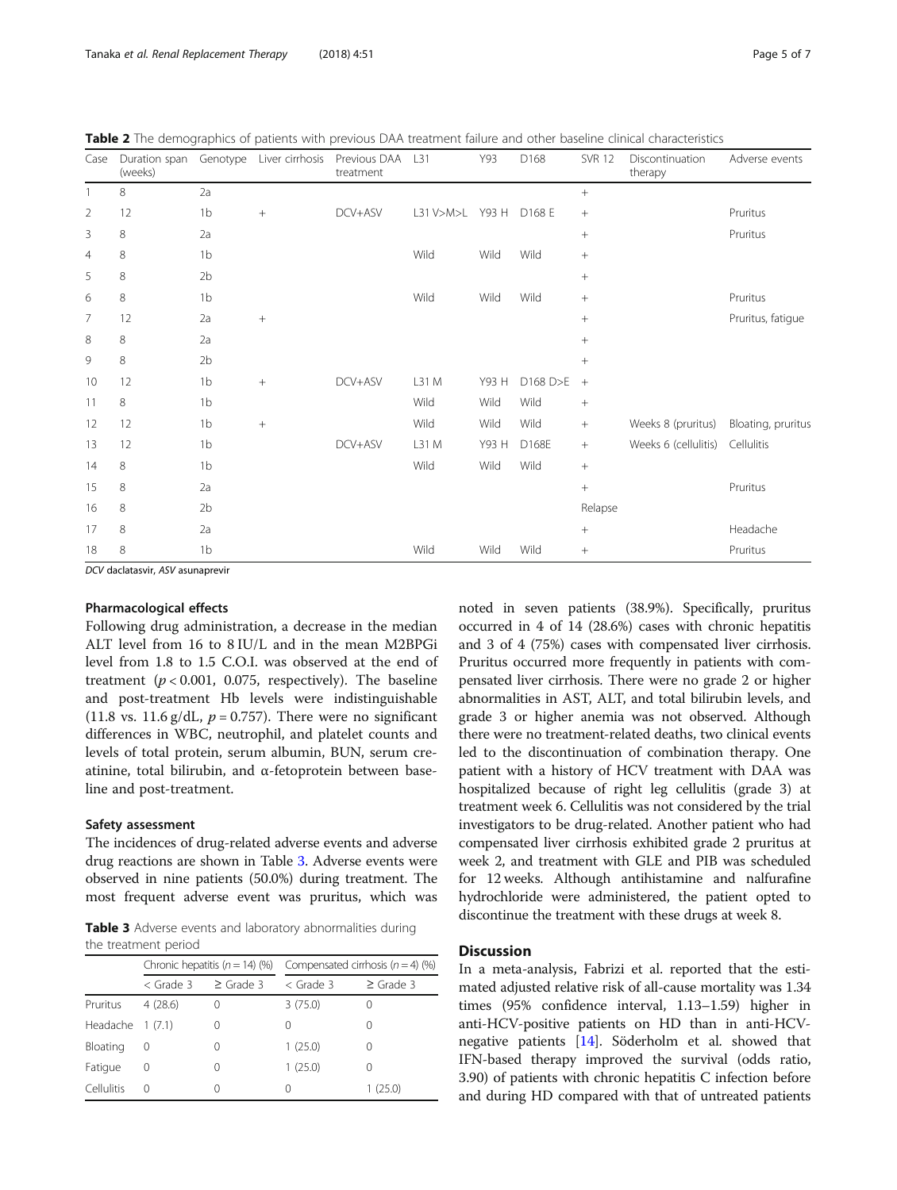**Table 2** The demographics of patients with previous DAA treatment failure and other baseline clinical characteristics

| Case | Duration span (weeks) | Genotype | Liver cirrhosis | Previous DAA treatment | L31 | Y93 | D168 | SVR 12 | Discontinuation therapy | Adverse events |
|---|---|---|---|---|---|---|---|---|---|---|
| 1 | 8 | 2a | | | | | | + | | |
| 2 | 12 | 1b | + | DCV+ASV | L31 V>M>L | Y93 H | D168 E | + | | Pruritus |
| 3 | 8 | 2a | | | | | | + | | Pruritus |
| 4 | 8 | 1b | | | Wild | Wild | Wild | + | | |
| 5 | 8 | 2b | | | | | | + | | |
| 6 | 8 | 1b | | | Wild | Wild | Wild | + | | Pruritus |
| 7 | 12 | 2a | + | | | | | + | | Pruritus, fatigue |
| 8 | 8 | 2a | | | | | | + | | |
| 9 | 8 | 2b | | | | | | + | | |
| 10 | 12 | 1b | + | DCV+ASV | L31 M | Y93 H | D168 D>E | + | | |
| 11 | 8 | 1b | | | Wild | Wild | Wild | + | | |
| 12 | 12 | 1b | + | | Wild | Wild | Wild | + | Weeks 8 (pruritus) | Bloating, pruritus |
| 13 | 12 | 1b | | DCV+ASV | L31 M | Y93 H | D168E | + | Weeks 6 (cellulitis) | Cellulitis |
| 14 | 8 | 1b | | | Wild | Wild | Wild | + | | |
| 15 | 8 | 2a | | | | | | + | | Pruritus |
| 16 | 8 | 2b | | | | | | Relapse | | |
| 17 | 8 | 2a | | | | | | + | | Headache |
| 18 | 8 | 1b | | | Wild | Wild | Wild | + | | Pruritus |

*DCV* daclatasvir, *ASV* asunaprevir

### Pharmacological effects

Following drug administration, a decrease in the median ALT level from 16 to 8 IU/L and in the mean M2BPGi level from 1.8 to 1.5 C.O.I. was observed at the end of treatment ($p < 0.001$, 0.075, respectively). The baseline and post-treatment Hb levels were indistinguishable (11.8 vs. 11.6 g/dL, $p = 0.757$). There were no significant differences in WBC, neutrophil, and platelet counts and levels of total protein, serum albumin, BUN, serum creatinine, total bilirubin, and α-fetoprotein between baseline and post-treatment.

### Safety assessment

The incidences of drug-related adverse events and adverse drug reactions are shown in Table 3. Adverse events were observed in nine patients (50.0%) during treatment. The most frequent adverse event was pruritus, which was noted in seven patients (38.9%). Specifically, pruritus occurred in 4 of 14 (28.6%) cases with chronic hepatitis and 3 of 4 (75%) cases with compensated liver cirrhosis. Pruritus occurred more frequently in patients with compensated liver cirrhosis. There were no grade 2 or higher abnormalities in AST, ALT, and total bilirubin levels, and grade 3 or higher anemia was not observed. Although there were no treatment-related deaths, two clinical events led to the discontinuation of combination therapy. One patient with a history of HCV treatment with DAA was hospitalized because of right leg cellulitis (grade 3) at treatment week 6. Cellulitis was not considered by the trial investigators to be drug-related. Another patient who had compensated liver cirrhosis exhibited grade 2 pruritus at week 2, and treatment with GLE and PIB was scheduled for 12 weeks. Although antihistamine and nalfurafine hydrochloride were administered, the patient opted to discontinue the treatment with these drugs at week 8.

**Table 3** Adverse events and laboratory abnormalities during the treatment period

| | Chronic hepatitis ($n = 14$) (%) | | Compensated cirrhosis ($n = 4$) (%) | |
|---|---|---|---|---|
| | < Grade 3 | ≥ Grade 3 | < Grade 3 | ≥ Grade 3 |
| Pruritus | 4 (28.6) | 0 | 3 (75.0) | 0 |
| Headache | 1 (7.1) | 0 | 0 | 0 |
| Bloating | 0 | 0 | 1 (25.0) | 0 |
| Fatigue | 0 | 0 | 1 (25.0) | 0 |
| Cellulitis | 0 | 0 | 0 | 1 (25.0) |

## Discussion

In a meta-analysis, Fabrizi et al. reported that the estimated adjusted relative risk of all-cause mortality was 1.34 times (95% confidence interval, 1.13–1.59) higher in anti-HCV-positive patients on HD than in anti-HCV-negative patients [14]. Söderholm et al. showed that IFN-based therapy improved the survival (odds ratio, 3.90) of patients with chronic hepatitis C infection before and during HD compared with that of untreated patients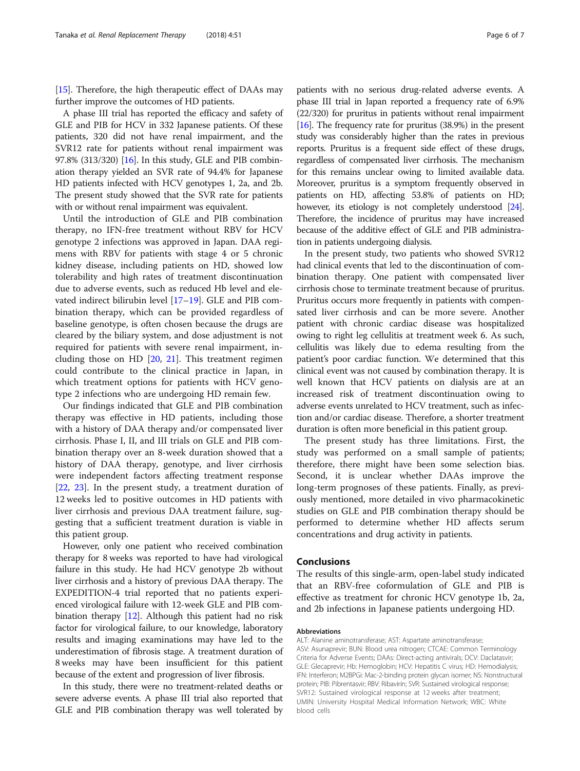[15]. Therefore, the high therapeutic effect of DAAs may further improve the outcomes of HD patients.

A phase III trial has reported the efficacy and safety of GLE and PIB for HCV in 332 Japanese patients. Of these patients, 320 did not have renal impairment, and the SVR12 rate for patients without renal impairment was 97.8% (313/320) [16]. In this study, GLE and PIB combination therapy yielded an SVR rate of 94.4% for Japanese HD patients infected with HCV genotypes 1, 2a, and 2b. The present study showed that the SVR rate for patients with or without renal impairment was equivalent.

Until the introduction of GLE and PIB combination therapy, no IFN-free treatment without RBV for HCV genotype 2 infections was approved in Japan. DAA regimens with RBV for patients with stage 4 or 5 chronic kidney disease, including patients on HD, showed low tolerability and high rates of treatment discontinuation due to adverse events, such as reduced Hb level and elevated indirect bilirubin level [17–19]. GLE and PIB combination therapy, which can be provided regardless of baseline genotype, is often chosen because the drugs are cleared by the biliary system, and dose adjustment is not required for patients with severe renal impairment, including those on HD [20, 21]. This treatment regimen could contribute to the clinical practice in Japan, in which treatment options for patients with HCV genotype 2 infections who are undergoing HD remain few.

Our findings indicated that GLE and PIB combination therapy was effective in HD patients, including those with a history of DAA therapy and/or compensated liver cirrhosis. Phase I, II, and III trials on GLE and PIB combination therapy over an 8-week duration showed that a history of DAA therapy, genotype, and liver cirrhosis were independent factors affecting treatment response [22, 23]. In the present study, a treatment duration of 12 weeks led to positive outcomes in HD patients with liver cirrhosis and previous DAA treatment failure, suggesting that a sufficient treatment duration is viable in this patient group.

However, only one patient who received combination therapy for 8 weeks was reported to have had virological failure in this study. He had HCV genotype 2b without liver cirrhosis and a history of previous DAA therapy. The EXPEDITION-4 trial reported that no patients experienced virological failure with 12-week GLE and PIB combination therapy [12]. Although this patient had no risk factor for virological failure, to our knowledge, laboratory results and imaging examinations may have led to the underestimation of fibrosis stage. A treatment duration of 8 weeks may have been insufficient for this patient because of the extent and progression of liver fibrosis.

In this study, there were no treatment-related deaths or severe adverse events. A phase III trial also reported that GLE and PIB combination therapy was well tolerated by patients with no serious drug-related adverse events. A phase III trial in Japan reported a frequency rate of 6.9% (22/320) for pruritus in patients without renal impairment [16]. The frequency rate for pruritus (38.9%) in the present study was considerably higher than the rates in previous reports. Pruritus is a frequent side effect of these drugs, regardless of compensated liver cirrhosis. The mechanism for this remains unclear owing to limited available data. Moreover, pruritus is a symptom frequently observed in patients on HD, affecting 53.8% of patients on HD; however, its etiology is not completely understood [24]. Therefore, the incidence of pruritus may have increased because of the additive effect of GLE and PIB administration in patients undergoing dialysis.

In the present study, two patients who showed SVR12 had clinical events that led to the discontinuation of combination therapy. One patient with compensated liver cirrhosis chose to terminate treatment because of pruritus. Pruritus occurs more frequently in patients with compensated liver cirrhosis and can be more severe. Another patient with chronic cardiac disease was hospitalized owing to right leg cellulitis at treatment week 6. As such, cellulitis was likely due to edema resulting from the patient's poor cardiac function. We determined that this clinical event was not caused by combination therapy. It is well known that HCV patients on dialysis are at an increased risk of treatment discontinuation owing to adverse events unrelated to HCV treatment, such as infection and/or cardiac disease. Therefore, a shorter treatment duration is often more beneficial in this patient group.

The present study has three limitations. First, the study was performed on a small sample of patients; therefore, there might have been some selection bias. Second, it is unclear whether DAAs improve the long-term prognoses of these patients. Finally, as previously mentioned, more detailed in vivo pharmacokinetic studies on GLE and PIB combination therapy should be performed to determine whether HD affects serum concentrations and drug activity in patients.

## Conclusions

The results of this single-arm, open-label study indicated that an RBV-free coformulation of GLE and PIB is effective as treatment for chronic HCV genotype 1b, 2a, and 2b infections in Japanese patients undergoing HD.

#### Abbreviations

ALT: Alanine aminotransferase; AST: Aspartate aminotransferase; ASV: Asunaprevir; BUN: Blood urea nitrogen; CTCAE: Common Terminology Criteria for Adverse Events; DAAs: Direct-acting antivirals; DCV: Daclatasvir; GLE: Glecaprevir; Hb: Hemoglobin; HCV: Hepatitis C virus; HD: Hemodialysis; IFN: Interferon; M2BPGi: Mac-2-binding protein glycan isomer; NS: Nonstructural protein; PIB: Pibrentasvir; RBV: Ribavirin; SVR: Sustained virological response; SVR12: Sustained virological response at 12 weeks after treatment; UMIN: University Hospital Medical Information Network; WBC: White blood cells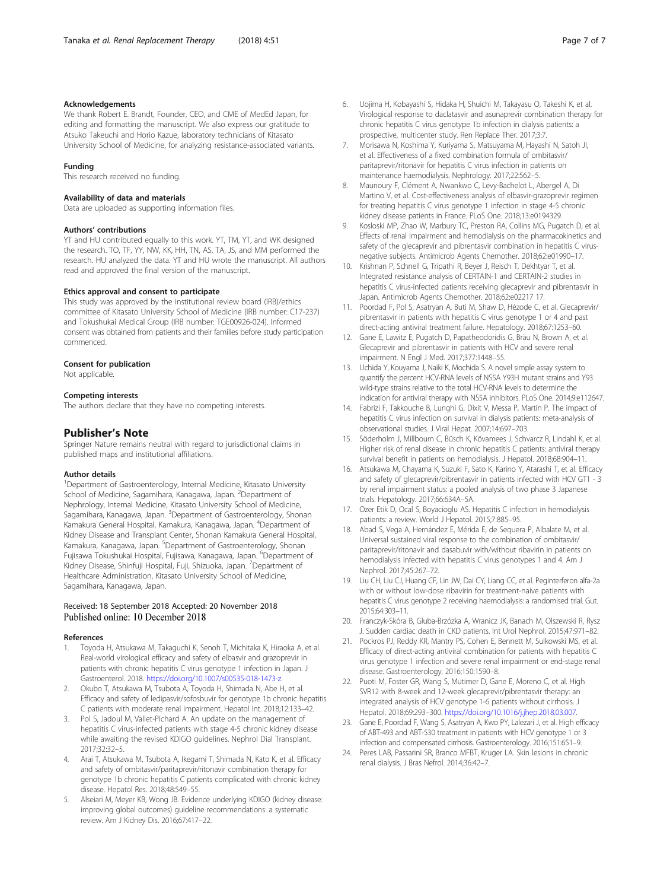#### Acknowledgements

We thank Robert E. Brandt, Founder, CEO, and CME of MedEd Japan, for editing and formatting the manuscript. We also express our gratitude to Atsuko Takeuchi and Horio Kazue, laboratory technicians of Kitasato University School of Medicine, for analyzing resistance-associated variants.

#### Funding

This research received no funding.

#### Availability of data and materials

Data are uploaded as supporting information files.

#### Authors' contributions

YT and HU contributed equally to this work. YT, TM, YT, and WK designed the research. TO, TF, YY, NW, KK, HH, TN, AS, TA, JS, and MM performed the research. HU analyzed the data. YT and HU wrote the manuscript. All authors read and approved the final version of the manuscript.

#### Ethics approval and consent to participate

This study was approved by the institutional review board (IRB)/ethics committee of Kitasato University School of Medicine (IRB number: C17-237) and Tokushukai Medical Group (IRB number: TGE00926-024). Informed consent was obtained from patients and their families before study participation commenced.

#### Consent for publication

Not applicable.

#### Competing interests

The authors declare that they have no competing interests.

## Publisher's Note

Springer Nature remains neutral with regard to jurisdictional claims in published maps and institutional affiliations.

#### Author details

[1]Department of Gastroenterology, Internal Medicine, Kitasato University School of Medicine, Sagamihara, Kanagawa, Japan. [2]Department of Nephrology, Internal Medicine, Kitasato University School of Medicine, Sagamihara, Kanagawa, Japan. [3]Department of Gastroenterology, Shonan Kamakura General Hospital, Kamakura, Kanagawa, Japan. [4]Department of Kidney Disease and Transplant Center, Shonan Kamakura General Hospital, Kamakura, Kanagawa, Japan. [5]Department of Gastroenterology, Shonan Fujisawa Tokushukai Hospital, Fujisawa, Kanagawa, Japan. [6]Department of Kidney Disease, Shinfuji Hospital, Fuji, Shizuoka, Japan. [7]Department of Healthcare Administration, Kitasato University School of Medicine, Sagamihara, Kanagawa, Japan.

Received: 18 September 2018 Accepted: 20 November 2018
Published online: 10 December 2018

#### References

1. Toyoda H, Atsukawa M, Takaguchi K, Senoh T, Michitaka K, Hiraoka A, et al. Real-world virological efficacy and safety of elbasvir and grazoprevir in patients with chronic hepatitis C virus genotype 1 infection in Japan. J Gastroenterol. 2018. https://doi.org/10.1007/s00535-018-1473-z.
2. Okubo T, Atsukawa M, Tsubota A, Toyoda H, Shimada N, Abe H, et al. Efficacy and safety of ledipasvir/sofosbuvir for genotype 1b chronic hepatitis C patients with moderate renal impairment. Hepatol Int. 2018;12:133–42.
3. Pol S, Jadoul M, Vallet-Pichard A. An update on the management of hepatitis C virus-infected patients with stage 4-5 chronic kidney disease while awaiting the revised KDIGO guidelines. Nephrol Dial Transplant. 2017;32:32–5.
4. Arai T, Atsukawa M, Tsubota A, Ikegami T, Shimada N, Kato K, et al. Efficacy and safety of ombitasvir/paritaprevir/ritonavir combination therapy for genotype 1b chronic hepatitis C patients complicated with chronic kidney disease. Hepatol Res. 2018;48:549–55.
5. Alseiari M, Meyer KB, Wong JB. Evidence underlying KDIGO (kidney disease: improving global outcomes) guideline recommendations: a systematic review. Am J Kidney Dis. 2016;67:417–22.
6. Uojima H, Kobayashi S, Hidaka H, Shuichi M, Takayasu O, Takeshi K, et al. Virological response to daclatasvir and asunaprevir combination therapy for chronic hepatitis C virus genotype 1b infection in dialysis patients: a prospective, multicenter study. Ren Replace Ther. 2017;3:7.
7. Morisawa N, Koshima Y, Kuriyama S, Matsuyama M, Hayashi N, Satoh JI, et al. Effectiveness of a fixed combination formula of ombitasvir/paritaprevir/ritonavir for hepatitis C virus infection in patients on maintenance haemodialysis. Nephrology. 2017;22:562–5.
8. Maunoury F, Clément A, Nwankwo C, Levy-Bachelot L, Abergel A, Di Martino V, et al. Cost-effectiveness analysis of elbasvir-grazoprevir regimen for treating hepatitis C virus genotype 1 infection in stage 4-5 chronic kidney disease patients in France. PLoS One. 2018;13:e0194329.
9. Kosloski MP, Zhao W, Marbury TC, Preston RA, Collins MG, Pugatch D, et al. Effects of renal impairment and hemodialysis on the pharmacokinetics and safety of the glecaprevir and pibrentasvir combination in hepatitis C virus-negative subjects. Antimicrob Agents Chemother. 2018;62:e01990–17.
10. Krishnan P, Schnell G, Tripathi R, Beyer J, Reisch T, Dekhtyar T, et al. Integrated resistance analysis of CERTAIN-1 and CERTAIN-2 studies in hepatitis C virus-infected patients receiving glecaprevir and pibrentasvir in Japan. Antimicrob Agents Chemother. 2018;62:e02217 17.
11. Poordad F, Pol S, Asatryan A, Buti M, Shaw D, Hézode C, et al. Glecaprevir/pibrentasvir in patients with hepatitis C virus genotype 1 or 4 and past direct-acting antiviral treatment failure. Hepatology. 2018;67:1253–60.
12. Gane E, Lawitz E, Pugatch D, Papatheodoridis G, Bräu N, Brown A, et al. Glecaprevir and pibrentasvir in patients with HCV and severe renal impairment. N Engl J Med. 2017;377:1448–55.
13. Uchida Y, Kouyama J, Naiki K, Mochida S. A novel simple assay system to quantify the percent HCV-RNA levels of NS5A Y93H mutant strains and Y93 wild-type strains relative to the total HCV-RNA levels to determine the indication for antiviral therapy with NS5A inhibitors. PLoS One. 2014;9:e112647.
14. Fabrizi F, Takkouche B, Lunghi G, Dixit V, Messa P, Martin P. The impact of hepatitis C virus infection on survival in dialysis patients: meta-analysis of observational studies. J Viral Hepat. 2007;14:697–703.
15. Söderholm J, Millbourn C, Büsch K, Kövamees J, Schvarcz R, Lindahl K, et al. Higher risk of renal disease in chronic hepatitis C patients: antiviral therapy survival benefit in patients on hemodialysis. J Hepatol. 2018;68:904–11.
16. Atsukawa M, Chayama K, Suzuki F, Sato K, Karino Y, Atarashi T, et al. Efficacy and safety of glecaprevir/pibrentasvir in patients infected with HCV GT1 - 3 by renal impairment status: a pooled analysis of two phase 3 Japanese trials. Hepatology. 2017;66:634A–5A.
17. Ozer Etik D, Ocal S, Boyacioglu AS. Hepatitis C infection in hemodialysis patients: a review. World J Hepatol. 2015;7:885–95.
18. Abad S, Vega A, Hernández E, Mérida E, de Sequera P, Albalate M, et al. Universal sustained viral response to the combination of ombitasvir/paritaprevir/ritonavir and dasabuvir with/without ribavirin in patients on hemodialysis infected with hepatitis C virus genotypes 1 and 4. Am J Nephrol. 2017;45:267–72.
19. Liu CH, Liu CJ, Huang CF, Lin JW, Dai CY, Liang CC, et al. Peginterferon alfa-2a with or without low-dose ribavirin for treatment-naive patients with hepatitis C virus genotype 2 receiving haemodialysis: a randomised trial. Gut. 2015;64:303–11.
20. Franczyk-Skóra B, Gluba-Brzózka A, Wranicz JK, Banach M, Olszewski R, Rysz J. Sudden cardiac death in CKD patients. Int Urol Nephrol. 2015;47:971–82.
21. Pockros PJ, Reddy KR, Mantry PS, Cohen E, Bennett M, Sulkowski MS, et al. Efficacy of direct-acting antiviral combination for patients with hepatitis C virus genotype 1 infection and severe renal impairment or end-stage renal disease. Gastroenterology. 2016;150:1590–8.
22. Puoti M, Foster GR, Wang S, Mutimer D, Gane E, Moreno C, et al. High SVR12 with 8-week and 12-week glecaprevir/pibrentasvir therapy: an integrated analysis of HCV genotype 1-6 patients without cirrhosis. J Hepatol. 2018;69:293–300. https://doi.org/10.1016/j.jhep.2018.03.007.
23. Gane E, Poordad F, Wang S, Asatryan A, Kwo PY, Lalezari J, et al. High efficacy of ABT-493 and ABT-530 treatment in patients with HCV genotype 1 or 3 infection and compensated cirrhosis. Gastroenterology. 2016;151:651–9.
24. Peres LAB, Passarini SR, Branco MFBT, Kruger LA. Skin lesions in chronic renal dialysis. J Bras Nefrol. 2014;36:42–7.